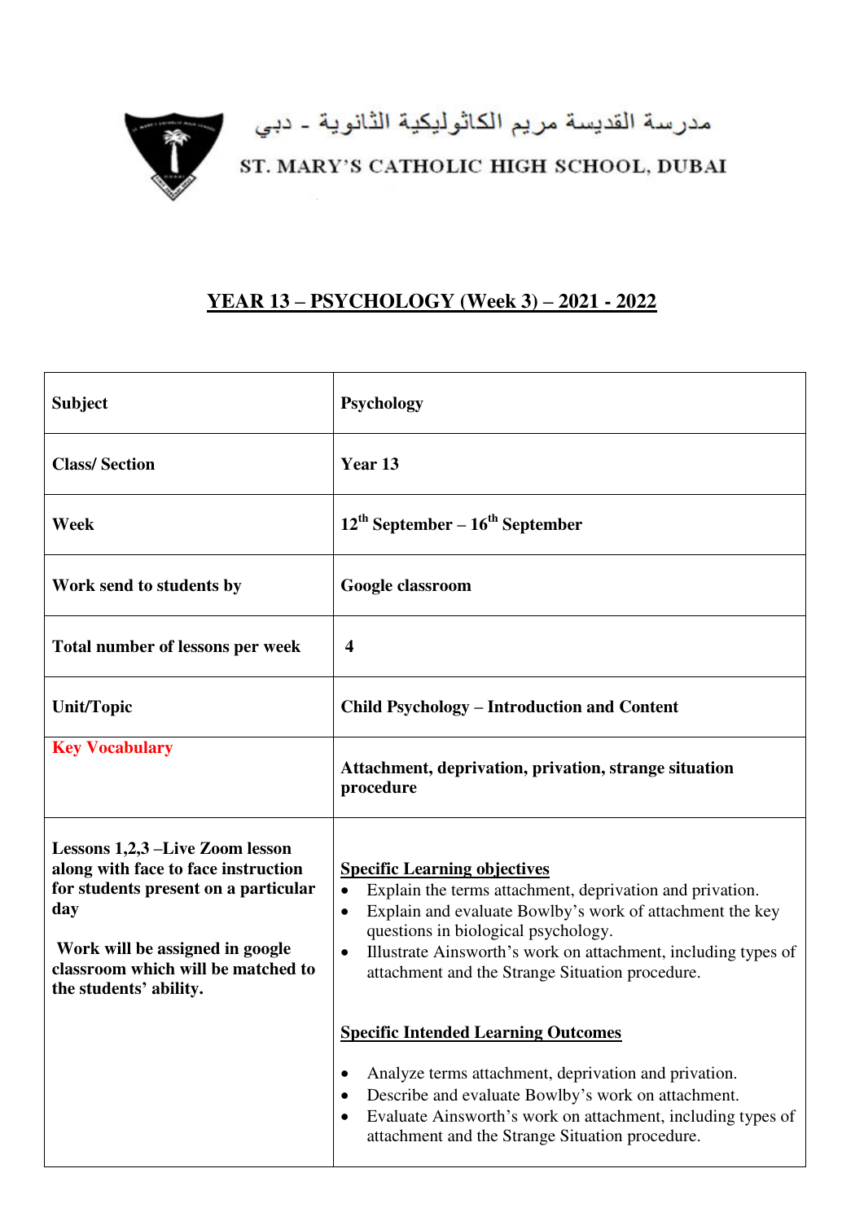مدرسة القديسة مريم الكاثوليكية الثانوية - دبي

ST. MARY'S CATHOLIC HIGH SCHOOL, DUBAI

# YEAR 13 – PSYCHOLOGY (Week 3) – 2021 - 2022

| | |
|---|---|
| **Subject** | **Psychology** |
| **Class/ Section** | **Year 13** |
| **Week** | **12th September – 16th September** |
| **Work send to students by** | **Google classroom** |
| **Total number of lessons per week** | **4** |
| **Unit/Topic** | **Child Psychology – Introduction and Content** |
| **Key Vocabulary** | **Attachment, deprivation, privation, strange situation procedure** |
| **Lessons 1,2,3 –Live Zoom lesson along with face to face instruction for students present on a particular day**<br><br>**Work will be assigned in google classroom which will be matched to the students' ability.** | **Specific Learning objectives**<br>• Explain the terms attachment, deprivation and privation.<br>• Explain and evaluate Bowlby's work of attachment the key questions in biological psychology.<br>• Illustrate Ainsworth's work on attachment, including types of attachment and the Strange Situation procedure.<br><br>**Specific Intended Learning Outcomes**<br>• Analyze terms attachment, deprivation and privation.<br>• Describe and evaluate Bowlby's work on attachment.<br>• Evaluate Ainsworth's work on attachment, including types of attachment and the Strange Situation procedure. |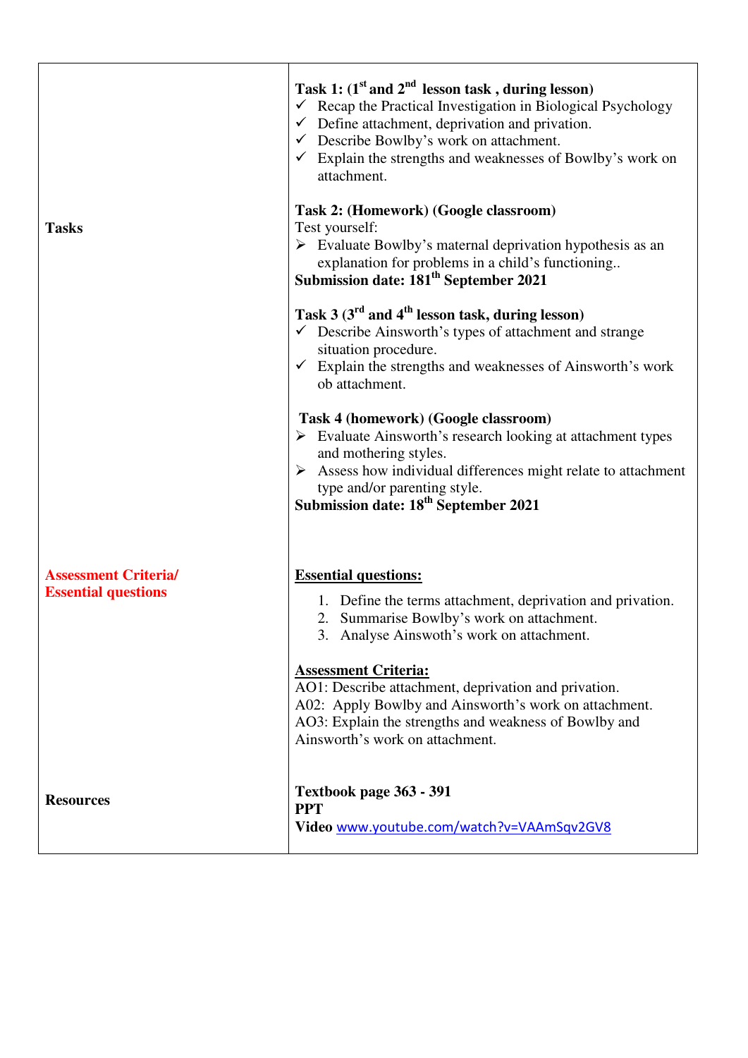| | |
|---|---|
| **Tasks** | **Task 1: (1st and 2nd lesson task , during lesson)**<br>✓ Recap the Practical Investigation in Biological Psychology<br>✓ Define attachment, deprivation and privation.<br>✓ Describe Bowlby's work on attachment.<br>✓ Explain the strengths and weaknesses of Bowlby's work on attachment.<br><br>**Task 2: (Homework) (Google classroom)**<br>Test yourself:<br>➢ Evaluate Bowlby's maternal deprivation hypothesis as an explanation for problems in a child's functioning..<br>**Submission date: 181th September 2021**<br><br>**Task 3 (3rd and 4th lesson task, during lesson)**<br>✓ Describe Ainsworth's types of attachment and strange situation procedure.<br>✓ Explain the strengths and weaknesses of Ainsworth's work ob attachment.<br><br>**Task 4 (homework) (Google classroom)**<br>➢ Evaluate Ainsworth's research looking at attachment types and mothering styles.<br>➢ Assess how individual differences might relate to attachment type and/or parenting style.<br>**Submission date: 18th September 2021** |
| **Assessment Criteria/ Essential questions** | **<u>Essential questions:</u>**<br>1. Define the terms attachment, deprivation and privation.<br>2. Summarise Bowlby's work on attachment.<br>3. Analyse Ainswoth's work on attachment.<br><br>**<u>Assessment Criteria:</u>**<br>AO1: Describe attachment, deprivation and privation.<br>A02: Apply Bowlby and Ainsworth's work on attachment.<br>AO3: Explain the strengths and weakness of Bowlby and Ainsworth's work on attachment. |
| **Resources** | **Textbook page 363 - 391**<br>**PPT**<br>**Video** www.youtube.com/watch?v=VAAmSqv2GV8 |